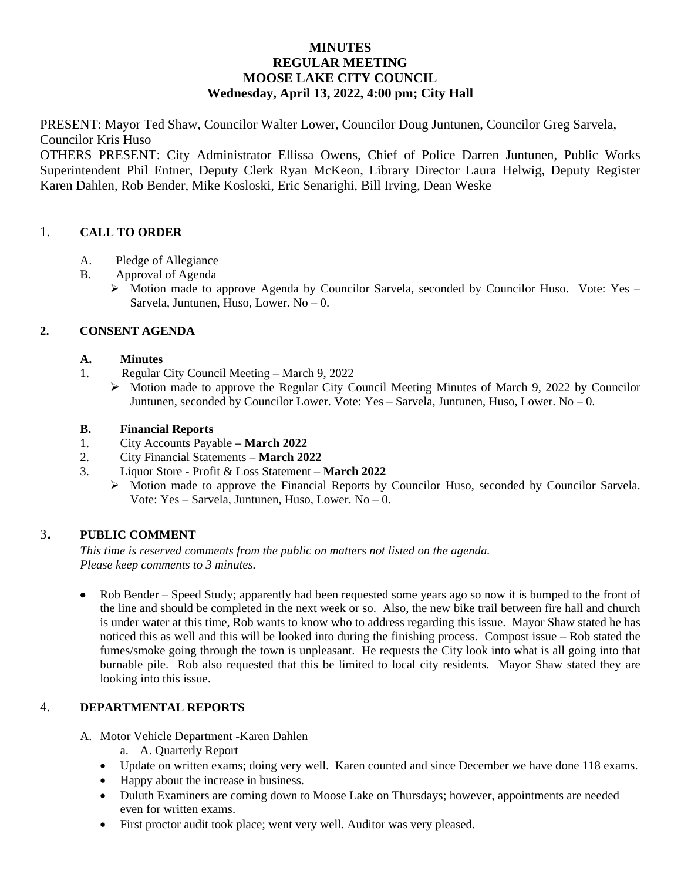# MINUTES
# REGULAR MEETING
# MOOSE LAKE CITY COUNCIL
## Wednesday, April 13, 2022, 4:00 pm; City Hall

PRESENT: Mayor Ted Shaw, Councilor Walter Lower, Councilor Doug Juntunen, Councilor Greg Sarvela, Councilor Kris Huso

OTHERS PRESENT: City Administrator Ellissa Owens, Chief of Police Darren Juntunen, Public Works Superintendent Phil Entner, Deputy Clerk Ryan McKeon, Library Director Laura Helwig, Deputy Register Karen Dahlen, Rob Bender, Mike Kosloski, Eric Senarighi, Bill Irving, Dean Weske

## 1. CALL TO ORDER

A. Pledge of Allegiance

B. Approval of Agenda

- Motion made to approve Agenda by Councilor Sarvela, seconded by Councilor Huso. Vote: Yes – Sarvela, Juntunen, Huso, Lower. No – 0.

## 2. CONSENT AGENDA

### A. Minutes

1. Regular City Council Meeting – March 9, 2022
   - Motion made to approve the Regular City Council Meeting Minutes of March 9, 2022 by Councilor Juntunen, seconded by Councilor Lower. Vote: Yes – Sarvela, Juntunen, Huso, Lower. No – 0.

### B. Financial Reports

1. City Accounts Payable **– March 2022**
2. City Financial Statements – **March 2022**
3. Liquor Store - Profit & Loss Statement – **March 2022**
   - Motion made to approve the Financial Reports by Councilor Huso, seconded by Councilor Sarvela. Vote: Yes – Sarvela, Juntunen, Huso, Lower. No – 0.

## 3. PUBLIC COMMENT

*This time is reserved comments from the public on matters not listed on the agenda.*
*Please keep comments to 3 minutes.*

- Rob Bender – Speed Study; apparently had been requested some years ago so now it is bumped to the front of the line and should be completed in the next week or so. Also, the new bike trail between fire hall and church is under water at this time, Rob wants to know who to address regarding this issue. Mayor Shaw stated he has noticed this as well and this will be looked into during the finishing process. Compost issue – Rob stated the fumes/smoke going through the town is unpleasant. He requests the City look into what is all going into that burnable pile. Rob also requested that this be limited to local city residents. Mayor Shaw stated they are looking into this issue.

## 4. DEPARTMENTAL REPORTS

A. Motor Vehicle Department -Karen Dahlen

a. A. Quarterly Report

- Update on written exams; doing very well. Karen counted and since December we have done 118 exams.
- Happy about the increase in business.
- Duluth Examiners are coming down to Moose Lake on Thursdays; however, appointments are needed even for written exams.
- First proctor audit took place; went very well. Auditor was very pleased.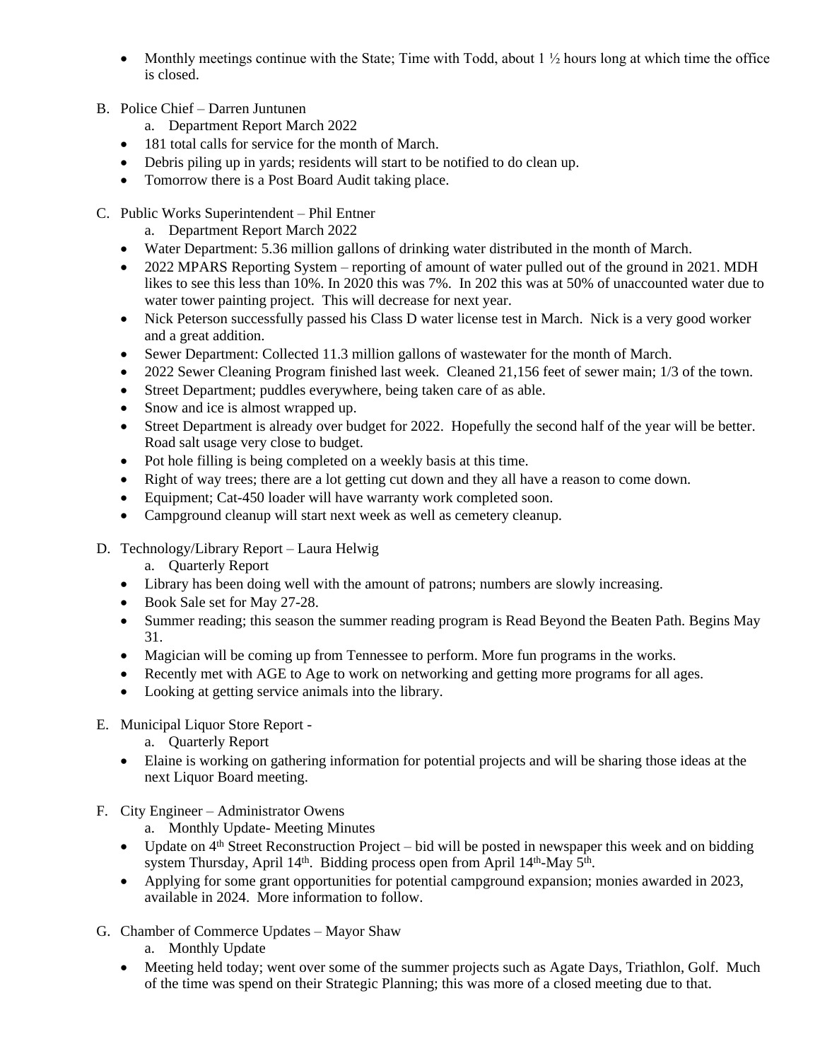- Monthly meetings continue with the State; Time with Todd, about 1 ½ hours long at which time the office is closed.

B. Police Chief – Darren Juntunen
   a. Department Report March 2022

- 181 total calls for service for the month of March.
- Debris piling up in yards; residents will start to be notified to do clean up.
- Tomorrow there is a Post Board Audit taking place.

C. Public Works Superintendent – Phil Entner
   a. Department Report March 2022

- Water Department: 5.36 million gallons of drinking water distributed in the month of March.
- 2022 MPARS Reporting System – reporting of amount of water pulled out of the ground in 2021. MDH likes to see this less than 10%. In 2020 this was 7%. In 202 this was at 50% of unaccounted water due to water tower painting project. This will decrease for next year.
- Nick Peterson successfully passed his Class D water license test in March. Nick is a very good worker and a great addition.
- Sewer Department: Collected 11.3 million gallons of wastewater for the month of March.
- 2022 Sewer Cleaning Program finished last week. Cleaned 21,156 feet of sewer main; 1/3 of the town.
- Street Department; puddles everywhere, being taken care of as able.
- Snow and ice is almost wrapped up.
- Street Department is already over budget for 2022. Hopefully the second half of the year will be better. Road salt usage very close to budget.
- Pot hole filling is being completed on a weekly basis at this time.
- Right of way trees; there are a lot getting cut down and they all have a reason to come down.
- Equipment; Cat-450 loader will have warranty work completed soon.
- Campground cleanup will start next week as well as cemetery cleanup.

D. Technology/Library Report – Laura Helwig
   a. Quarterly Report

- Library has been doing well with the amount of patrons; numbers are slowly increasing.
- Book Sale set for May 27-28.
- Summer reading; this season the summer reading program is Read Beyond the Beaten Path. Begins May 31.
- Magician will be coming up from Tennessee to perform. More fun programs in the works.
- Recently met with AGE to Age to work on networking and getting more programs for all ages.
- Looking at getting service animals into the library.

E. Municipal Liquor Store Report -
   a. Quarterly Report

- Elaine is working on gathering information for potential projects and will be sharing those ideas at the next Liquor Board meeting.

F. City Engineer – Administrator Owens
   a. Monthly Update- Meeting Minutes

- Update on 4th Street Reconstruction Project – bid will be posted in newspaper this week and on bidding system Thursday, April 14th. Bidding process open from April 14th-May 5th.
- Applying for some grant opportunities for potential campground expansion; monies awarded in 2023, available in 2024. More information to follow.

G. Chamber of Commerce Updates – Mayor Shaw
   a. Monthly Update

- Meeting held today; went over some of the summer projects such as Agate Days, Triathlon, Golf. Much of the time was spend on their Strategic Planning; this was more of a closed meeting due to that.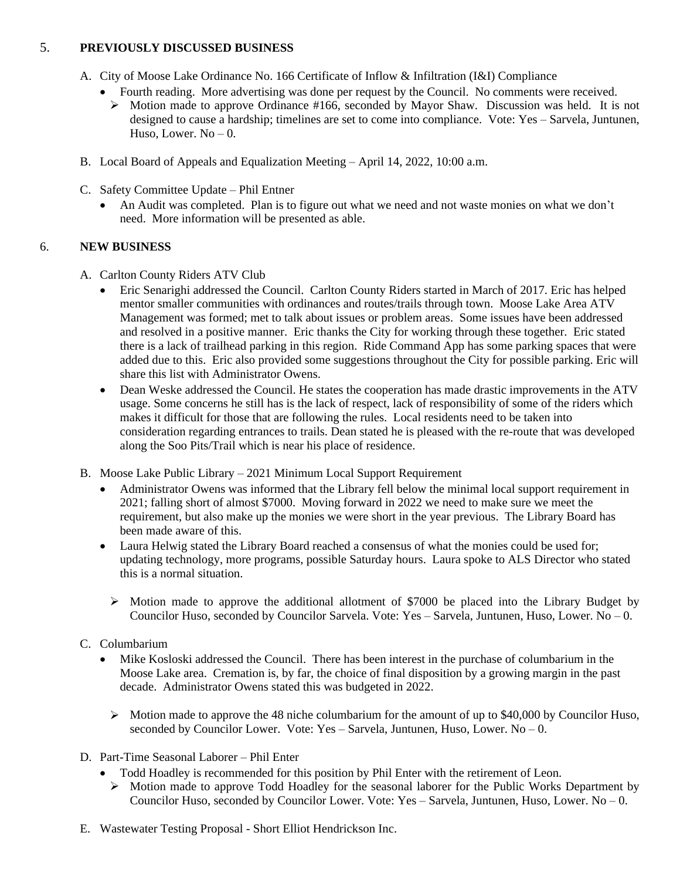## 5. PREVIOUSLY DISCUSSED BUSINESS

A. City of Moose Lake Ordinance No. 166 Certificate of Inflow & Infiltration (I&I) Compliance

- Fourth reading. More advertising was done per request by the Council. No comments were received.
  - ➢ Motion made to approve Ordinance #166, seconded by Mayor Shaw. Discussion was held. It is not designed to cause a hardship; timelines are set to come into compliance. Vote: Yes – Sarvela, Juntunen, Huso, Lower. No – 0.

B. Local Board of Appeals and Equalization Meeting – April 14, 2022, 10:00 a.m.

C. Safety Committee Update – Phil Entner

- An Audit was completed. Plan is to figure out what we need and not waste monies on what we don't need. More information will be presented as able.

## 6. NEW BUSINESS

A. Carlton County Riders ATV Club

- Eric Senarighi addressed the Council. Carlton County Riders started in March of 2017. Eric has helped mentor smaller communities with ordinances and routes/trails through town. Moose Lake Area ATV Management was formed; met to talk about issues or problem areas. Some issues have been addressed and resolved in a positive manner. Eric thanks the City for working through these together. Eric stated there is a lack of trailhead parking in this region. Ride Command App has some parking spaces that were added due to this. Eric also provided some suggestions throughout the City for possible parking. Eric will share this list with Administrator Owens.
- Dean Weske addressed the Council. He states the cooperation has made drastic improvements in the ATV usage. Some concerns he still has is the lack of respect, lack of responsibility of some of the riders which makes it difficult for those that are following the rules. Local residents need to be taken into consideration regarding entrances to trails. Dean stated he is pleased with the re-route that was developed along the Soo Pits/Trail which is near his place of residence.

B. Moose Lake Public Library – 2021 Minimum Local Support Requirement

- Administrator Owens was informed that the Library fell below the minimal local support requirement in 2021; falling short of almost $7000. Moving forward in 2022 we need to make sure we meet the requirement, but also make up the monies we were short in the year previous. The Library Board has been made aware of this.
- Laura Helwig stated the Library Board reached a consensus of what the monies could be used for; updating technology, more programs, possible Saturday hours. Laura spoke to ALS Director who stated this is a normal situation.
  - ➢ Motion made to approve the additional allotment of $7000 be placed into the Library Budget by Councilor Huso, seconded by Councilor Sarvela. Vote: Yes – Sarvela, Juntunen, Huso, Lower. No – 0.

C. Columbarium

- Mike Kosloski addressed the Council. There has been interest in the purchase of columbarium in the Moose Lake area. Cremation is, by far, the choice of final disposition by a growing margin in the past decade. Administrator Owens stated this was budgeted in 2022.
  - ➢ Motion made to approve the 48 niche columbarium for the amount of up to $40,000 by Councilor Huso, seconded by Councilor Lower. Vote: Yes – Sarvela, Juntunen, Huso, Lower. No – 0.

D. Part-Time Seasonal Laborer – Phil Enter

- Todd Hoadley is recommended for this position by Phil Enter with the retirement of Leon.
  - ➢ Motion made to approve Todd Hoadley for the seasonal laborer for the Public Works Department by Councilor Huso, seconded by Councilor Lower. Vote: Yes – Sarvela, Juntunen, Huso, Lower. No – 0.

E. Wastewater Testing Proposal - Short Elliot Hendrickson Inc.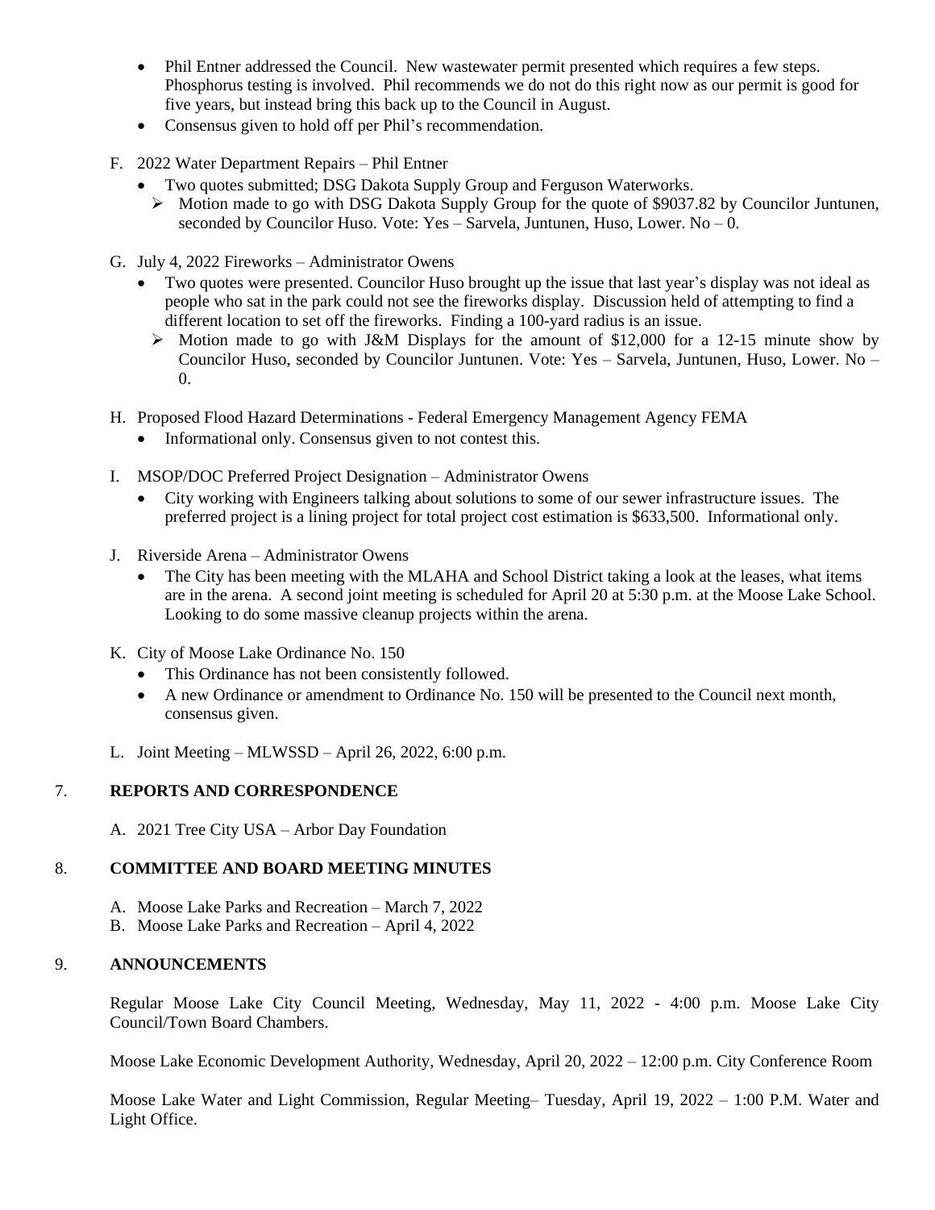- Phil Entner addressed the Council. New wastewater permit presented which requires a few steps. Phosphorus testing is involved. Phil recommends we do not do this right now as our permit is good for five years, but instead bring this back up to the Council in August.
- Consensus given to hold off per Phil's recommendation.

F. 2022 Water Department Repairs – Phil Entner
- Two quotes submitted; DSG Dakota Supply Group and Ferguson Waterworks.
  - ➢ Motion made to go with DSG Dakota Supply Group for the quote of $9037.82 by Councilor Juntunen, seconded by Councilor Huso. Vote: Yes – Sarvela, Juntunen, Huso, Lower. No – 0.

G. July 4, 2022 Fireworks – Administrator Owens
- Two quotes were presented. Councilor Huso brought up the issue that last year's display was not ideal as people who sat in the park could not see the fireworks display. Discussion held of attempting to find a different location to set off the fireworks. Finding a 100-yard radius is an issue.
  - ➢ Motion made to go with J&M Displays for the amount of $12,000 for a 12-15 minute show by Councilor Huso, seconded by Councilor Juntunen. Vote: Yes – Sarvela, Juntunen, Huso, Lower. No – 0.

H. Proposed Flood Hazard Determinations - Federal Emergency Management Agency FEMA
- Informational only. Consensus given to not contest this.

I. MSOP/DOC Preferred Project Designation – Administrator Owens
- City working with Engineers talking about solutions to some of our sewer infrastructure issues. The preferred project is a lining project for total project cost estimation is $633,500. Informational only.

J. Riverside Arena – Administrator Owens
- The City has been meeting with the MLAHA and School District taking a look at the leases, what items are in the arena. A second joint meeting is scheduled for April 20 at 5:30 p.m. at the Moose Lake School. Looking to do some massive cleanup projects within the arena.

K. City of Moose Lake Ordinance No. 150
- This Ordinance has not been consistently followed.
- A new Ordinance or amendment to Ordinance No. 150 will be presented to the Council next month, consensus given.

L. Joint Meeting – MLWSSD – April 26, 2022, 6:00 p.m.

## 7. REPORTS AND CORRESPONDENCE

A. 2021 Tree City USA – Arbor Day Foundation

## 8. COMMITTEE AND BOARD MEETING MINUTES

A. Moose Lake Parks and Recreation – March 7, 2022
B. Moose Lake Parks and Recreation – April 4, 2022

## 9. ANNOUNCEMENTS

Regular Moose Lake City Council Meeting, Wednesday, May 11, 2022 - 4:00 p.m. Moose Lake City Council/Town Board Chambers.

Moose Lake Economic Development Authority, Wednesday, April 20, 2022 – 12:00 p.m. City Conference Room

Moose Lake Water and Light Commission, Regular Meeting– Tuesday, April 19, 2022 – 1:00 P.M. Water and Light Office.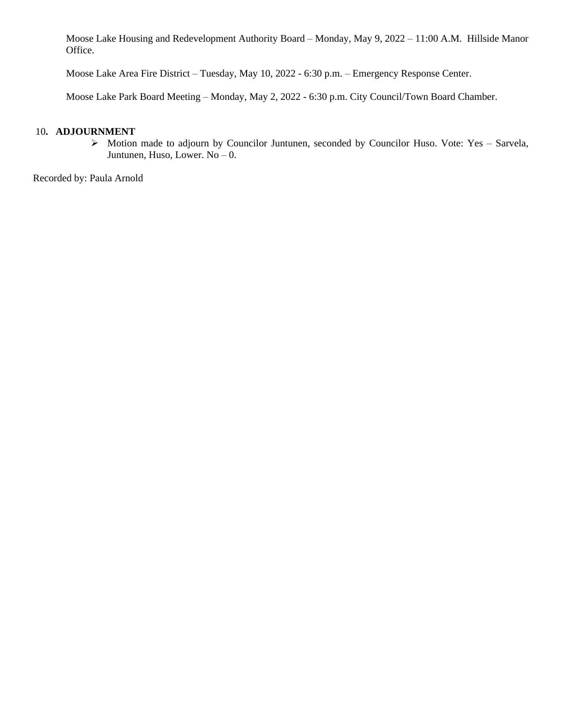Moose Lake Housing and Redevelopment Authority Board – Monday, May 9, 2022 – 11:00 A.M. Hillside Manor Office.

Moose Lake Area Fire District – Tuesday, May 10, 2022 - 6:30 p.m. – Emergency Response Center.

Moose Lake Park Board Meeting – Monday, May 2, 2022 - 6:30 p.m. City Council/Town Board Chamber.

## 10. ADJOURNMENT

- Motion made to adjourn by Councilor Juntunen, seconded by Councilor Huso. Vote: Yes – Sarvela, Juntunen, Huso, Lower. No – 0.

Recorded by: Paula Arnold